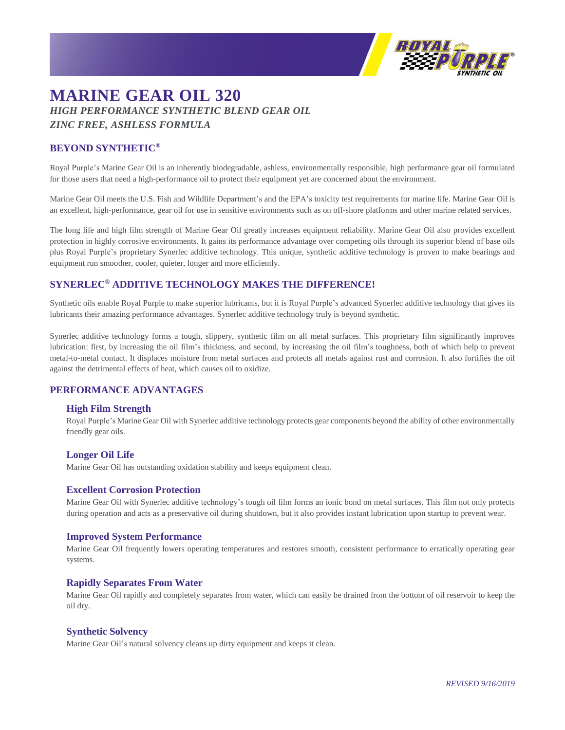# MARINE GEAR OIL 320

***HIGH PERFORMANCE SYNTHETIC BLEND GEAR OIL***

***ZINC FREE, ASHLESS FORMULA***

## BEYOND SYNTHETIC®

Royal Purple's Marine Gear Oil is an inherently biodegradable, ashless, environmentally responsible, high performance gear oil formulated for those users that need a high-performance oil to protect their equipment yet are concerned about the environment.

Marine Gear Oil meets the U.S. Fish and Wildlife Department's and the EPA's toxicity test requirements for marine life. Marine Gear Oil is an excellent, high-performance, gear oil for use in sensitive environments such as on off-shore platforms and other marine related services.

The long life and high film strength of Marine Gear Oil greatly increases equipment reliability. Marine Gear Oil also provides excellent protection in highly corrosive environments. It gains its performance advantage over competing oils through its superior blend of base oils plus Royal Purple's proprietary Synerlec additive technology. This unique, synthetic additive technology is proven to make bearings and equipment run smoother, cooler, quieter, longer and more efficiently.

## SYNERLEC® ADDITIVE TECHNOLOGY MAKES THE DIFFERENCE!

Synthetic oils enable Royal Purple to make superior lubricants, but it is Royal Purple's advanced Synerlec additive technology that gives its lubricants their amazing performance advantages. Synerlec additive technology truly is beyond synthetic.

Synerlec additive technology forms a tough, slippery, synthetic film on all metal surfaces. This proprietary film significantly improves lubrication: first, by increasing the oil film's thickness, and second, by increasing the oil film's toughness, both of which help to prevent metal-to-metal contact. It displaces moisture from metal surfaces and protects all metals against rust and corrosion. It also fortifies the oil against the detrimental effects of heat, which causes oil to oxidize.

## PERFORMANCE ADVANTAGES

### High Film Strength

Royal Purple's Marine Gear Oil with Synerlec additive technology protects gear components beyond the ability of other environmentally friendly gear oils.

### Longer Oil Life

Marine Gear Oil has outstanding oxidation stability and keeps equipment clean.

### Excellent Corrosion Protection

Marine Gear Oil with Synerlec additive technology's tough oil film forms an ionic bond on metal surfaces. This film not only protects during operation and acts as a preservative oil during shutdown, but it also provides instant lubrication upon startup to prevent wear.

### Improved System Performance

Marine Gear Oil frequently lowers operating temperatures and restores smooth, consistent performance to erratically operating gear systems.

### Rapidly Separates From Water

Marine Gear Oil rapidly and completely separates from water, which can easily be drained from the bottom of oil reservoir to keep the oil dry.

### Synthetic Solvency

Marine Gear Oil's natural solvency cleans up dirty equipment and keeps it clean.

*REVISED 9/16/2019*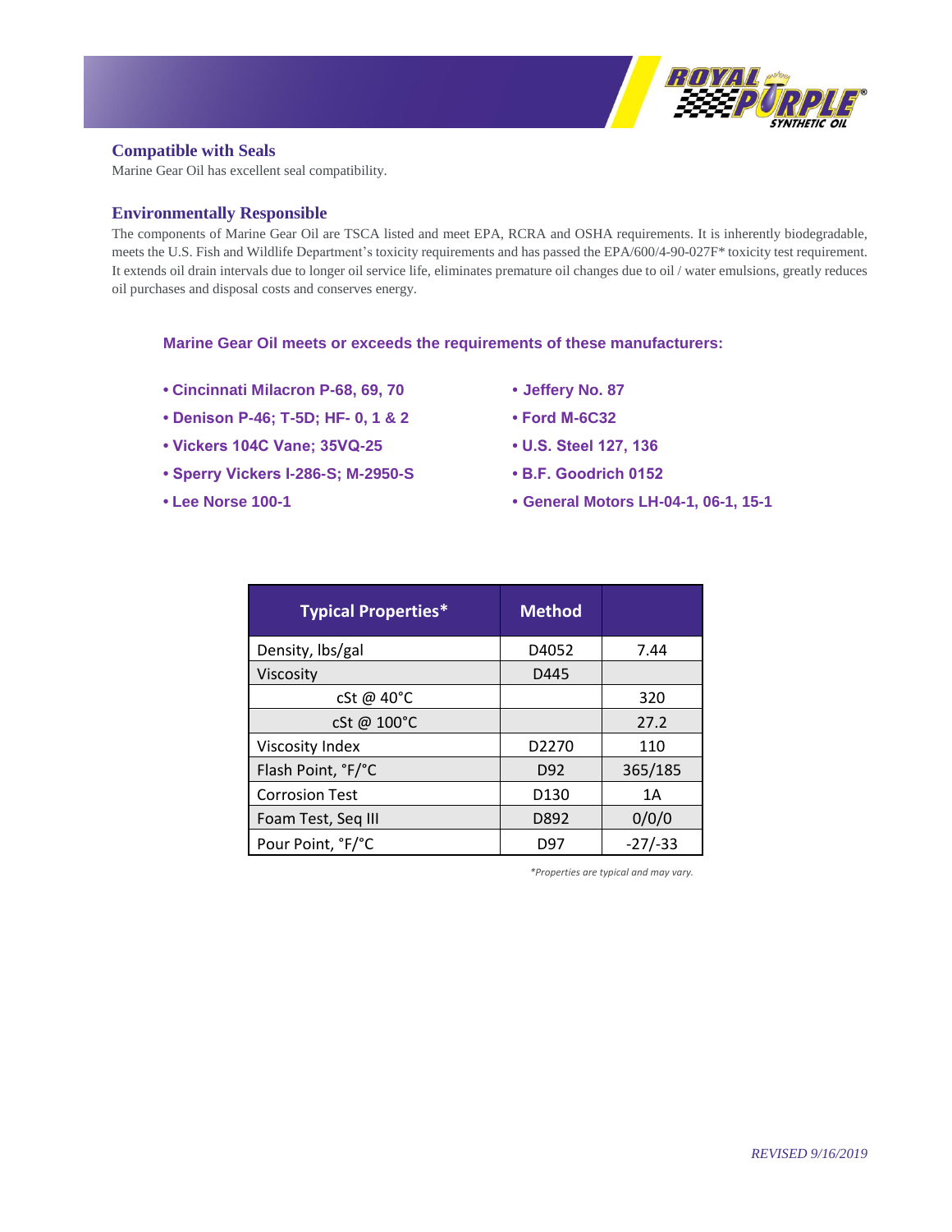## Compatible with Seals

Marine Gear Oil has excellent seal compatibility.

## Environmentally Responsible

The components of Marine Gear Oil are TSCA listed and meet EPA, RCRA and OSHA requirements. It is inherently biodegradable, meets the U.S. Fish and Wildlife Department's toxicity requirements and has passed the EPA/600/4-90-027F* toxicity test requirement. It extends oil drain intervals due to longer oil service life, eliminates premature oil changes due to oil / water emulsions, greatly reduces oil purchases and disposal costs and conserves energy.

### Marine Gear Oil meets or exceeds the requirements of these manufacturers:

- **Cincinnati Milacron P-68, 69, 70**
- **Denison P-46; T-5D; HF- 0, 1 & 2**
- **Vickers 104C Vane; 35VQ-25**
- **Sperry Vickers I-286-S; M-2950-S**
- **Lee Norse 100-1**
- **Jeffery No. 87**
- **Ford M-6C32**
- **U.S. Steel 127, 136**
- **B.F. Goodrich 0152**
- **General Motors LH-04-1, 06-1, 15-1**

| Typical Properties* | Method | |
|---|---|---|
| Density, lbs/gal | D4052 | 7.44 |
| Viscosity | D445 | |
| cSt @ 40°C | | 320 |
| cSt @ 100°C | | 27.2 |
| Viscosity Index | D2270 | 110 |
| Flash Point, °F/°C | D92 | 365/185 |
| Corrosion Test | D130 | 1A |
| Foam Test, Seq III | D892 | 0/0/0 |
| Pour Point, °F/°C | D97 | -27/-33 |

*\*Properties are typical and may vary.*

*REVISED 9/16/2019*